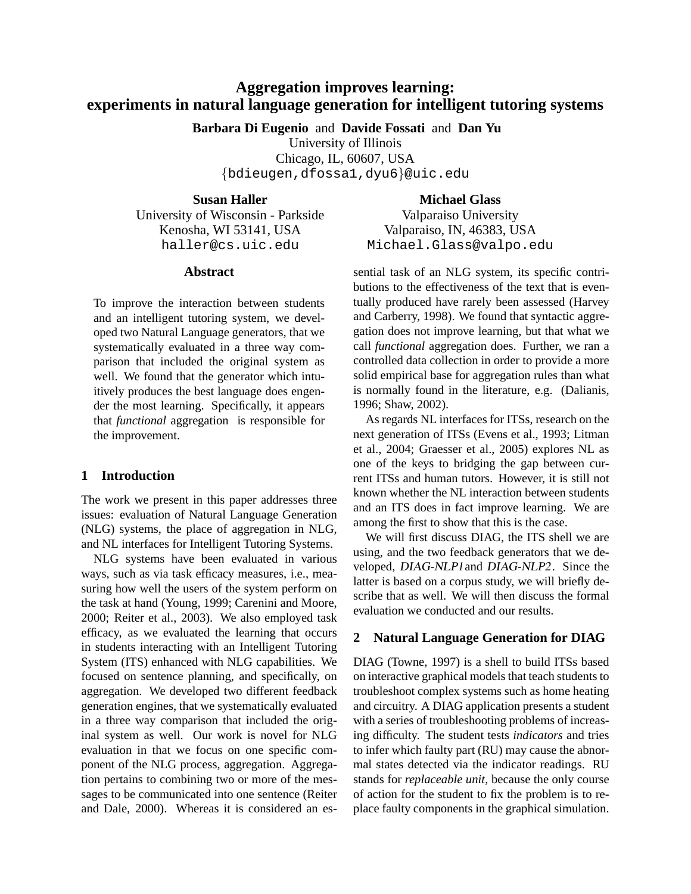# Aggregation improves learning: experiments in natural language generation for intelligent tutoring systems

**Barbara Di Eugenio** and **Davide Fossati** and **Dan Yu**
University of Illinois
Chicago, IL, 60607, USA
{bdieugen,dfossa1,dyu6}@uic.edu

**Susan Haller**
University of Wisconsin - Parkside
Kenosha, WI 53141, USA
haller@cs.uic.edu

**Michael Glass**
Valparaiso University
Valparaiso, IN, 46383, USA
Michael.Glass@valpo.edu

## Abstract

To improve the interaction between students and an intelligent tutoring system, we developed two Natural Language generators, that we systematically evaluated in a three way comparison that included the original system as well. We found that the generator which intuitively produces the best language does engender the most learning. Specifically, it appears that *functional* aggregation is responsible for the improvement.

## 1 Introduction

The work we present in this paper addresses three issues: evaluation of Natural Language Generation (NLG) systems, the place of aggregation in NLG, and NL interfaces for Intelligent Tutoring Systems.

NLG systems have been evaluated in various ways, such as via task efficacy measures, i.e., measuring how well the users of the system perform on the task at hand (Young, 1999; Carenini and Moore, 2000; Reiter et al., 2003). We also employed task efficacy, as we evaluated the learning that occurs in students interacting with an Intelligent Tutoring System (ITS) enhanced with NLG capabilities. We focused on sentence planning, and specifically, on aggregation. We developed two different feedback generation engines, that we systematically evaluated in a three way comparison that included the original system as well. Our work is novel for NLG evaluation in that we focus on one specific component of the NLG process, aggregation. Aggregation pertains to combining two or more of the messages to be communicated into one sentence (Reiter and Dale, 2000). Whereas it is considered an essential task of an NLG system, its specific contributions to the effectiveness of the text that is eventually produced have rarely been assessed (Harvey and Carberry, 1998). We found that syntactic aggregation does not improve learning, but that what we call *functional* aggregation does. Further, we ran a controlled data collection in order to provide a more solid empirical base for aggregation rules than what is normally found in the literature, e.g. (Dalianis, 1996; Shaw, 2002).

As regards NL interfaces for ITSs, research on the next generation of ITSs (Evens et al., 1993; Litman et al., 2004; Graesser et al., 2005) explores NL as one of the keys to bridging the gap between current ITSs and human tutors. However, it is still not known whether the NL interaction between students and an ITS does in fact improve learning. We are among the first to show that this is the case.

We will first discuss DIAG, the ITS shell we are using, and the two feedback generators that we developed, *DIAG-NLP1* and *DIAG-NLP2*. Since the latter is based on a corpus study, we will briefly describe that as well. We will then discuss the formal evaluation we conducted and our results.

## 2 Natural Language Generation for DIAG

DIAG (Towne, 1997) is a shell to build ITSs based on interactive graphical models that teach students to troubleshoot complex systems such as home heating and circuitry. A DIAG application presents a student with a series of troubleshooting problems of increasing difficulty. The student tests *indicators* and tries to infer which faulty part (RU) may cause the abnormal states detected via the indicator readings. RU stands for *replaceable unit*, because the only course of action for the student to fix the problem is to replace faulty components in the graphical simulation.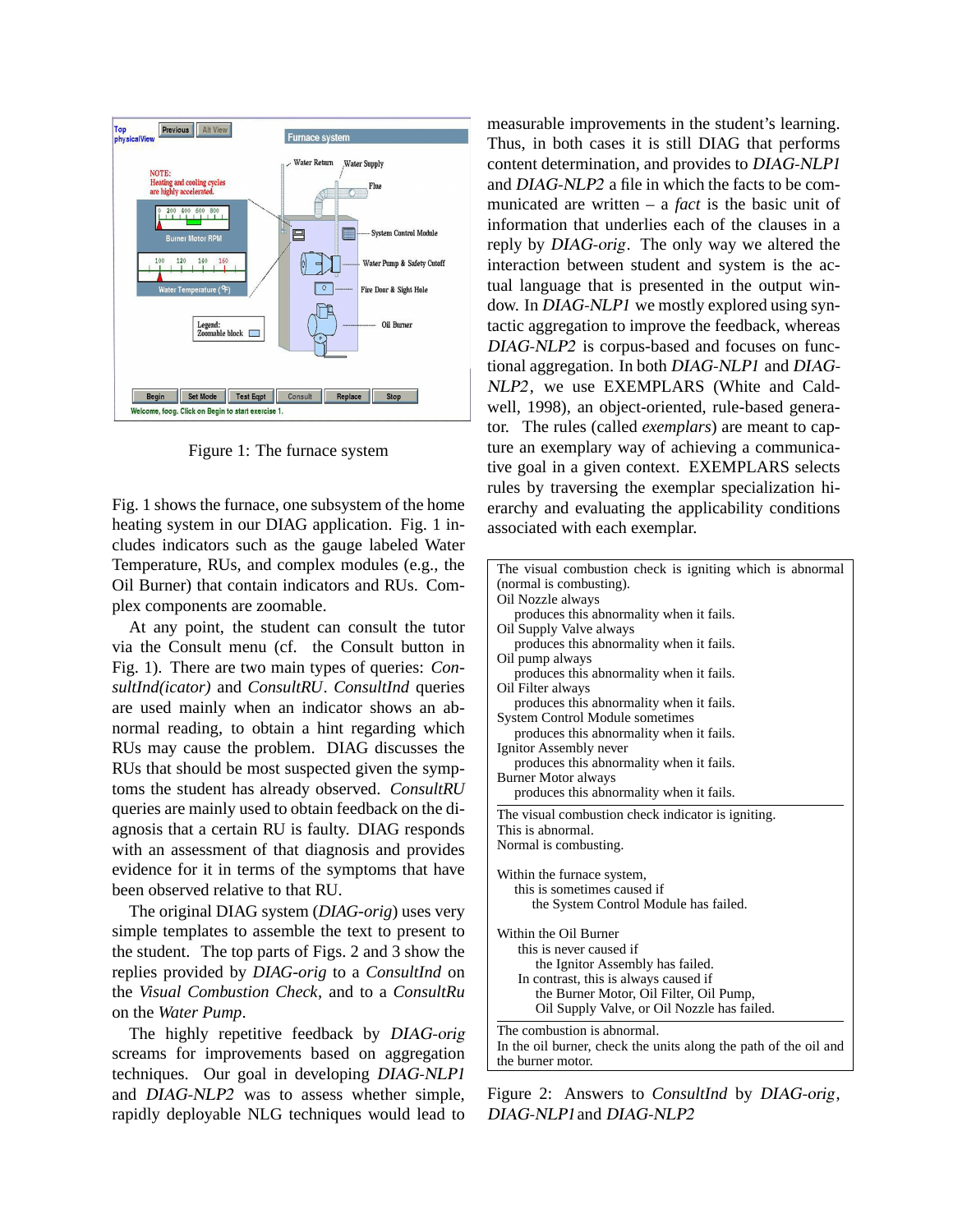Figure 1: The furnace system

Fig. 1 shows the furnace, one subsystem of the home heating system in our DIAG application. Fig. 1 includes indicators such as the gauge labeled Water Temperature, RUs, and complex modules (e.g., the Oil Burner) that contain indicators and RUs. Complex components are zoomable.

At any point, the student can consult the tutor via the Consult menu (cf. the Consult button in Fig. 1). There are two main types of queries: *ConsultInd(icator)* and *ConsultRU*. *ConsultInd* queries are used mainly when an indicator shows an abnormal reading, to obtain a hint regarding which RUs may cause the problem. DIAG discusses the RUs that should be most suspected given the symptoms the student has already observed. *ConsultRU* queries are mainly used to obtain feedback on the diagnosis that a certain RU is faulty. DIAG responds with an assessment of that diagnosis and provides evidence for it in terms of the symptoms that have been observed relative to that RU.

The original DIAG system (*DIAG-orig*) uses very simple templates to assemble the text to present to the student. The top parts of Figs. 2 and 3 show the replies provided by *DIAG-orig* to a *ConsultInd* on the *Visual Combustion Check*, and to a *ConsultRu* on the *Water Pump*.

The highly repetitive feedback by *DIAG-orig* screams for improvements based on aggregation techniques. Our goal in developing *DIAG-NLP1* and *DIAG-NLP2* was to assess whether simple, rapidly deployable NLG techniques would lead to measurable improvements in the student's learning. Thus, in both cases it is still DIAG that performs content determination, and provides to *DIAG-NLP1* and *DIAG-NLP2* a file in which the facts to be communicated are written – a *fact* is the basic unit of information that underlies each of the clauses in a reply by *DIAG-orig*. The only way we altered the interaction between student and system is the actual language that is presented in the output window. In *DIAG-NLP1* we mostly explored using syntactic aggregation to improve the feedback, whereas *DIAG-NLP2* is corpus-based and focuses on functional aggregation. In both *DIAG-NLP1* and *DIAG-NLP2*, we use EXEMPLARS (White and Caldwell, 1998), an object-oriented, rule-based generator. The rules (called *exemplars*) are meant to capture an exemplary way of achieving a communicative goal in a given context. EXEMPLARS selects rules by traversing the exemplar specialization hierarchy and evaluating the applicability conditions associated with each exemplar.

The visual combustion check is igniting which is abnormal (normal is combusting).
Oil Nozzle always
  produces this abnormality when it fails.
Oil Supply Valve always
  produces this abnormality when it fails.
Oil pump always
  produces this abnormality when it fails.
Oil Filter always
  produces this abnormality when it fails.
System Control Module sometimes
  produces this abnormality when it fails.
Ignitor Assembly never
  produces this abnormality when it fails.
Burner Motor always
  produces this abnormality when it fails.

---

The visual combustion check indicator is igniting.
This is abnormal.
Normal is combusting.

Within the furnace system,
  this is sometimes caused if
    the System Control Module has failed.

Within the Oil Burner
  this is never caused if
    the Ignitor Assembly has failed.
  In contrast, this is always caused if
    the Burner Motor, Oil Filter, Oil Pump,
    Oil Supply Valve, or Oil Nozzle has failed.

---

The combustion is abnormal.
In the oil burner, check the units along the path of the oil and the burner motor.

Figure 2: Answers to *ConsultInd* by *DIAG-orig*, *DIAG-NLP1* and *DIAG-NLP2*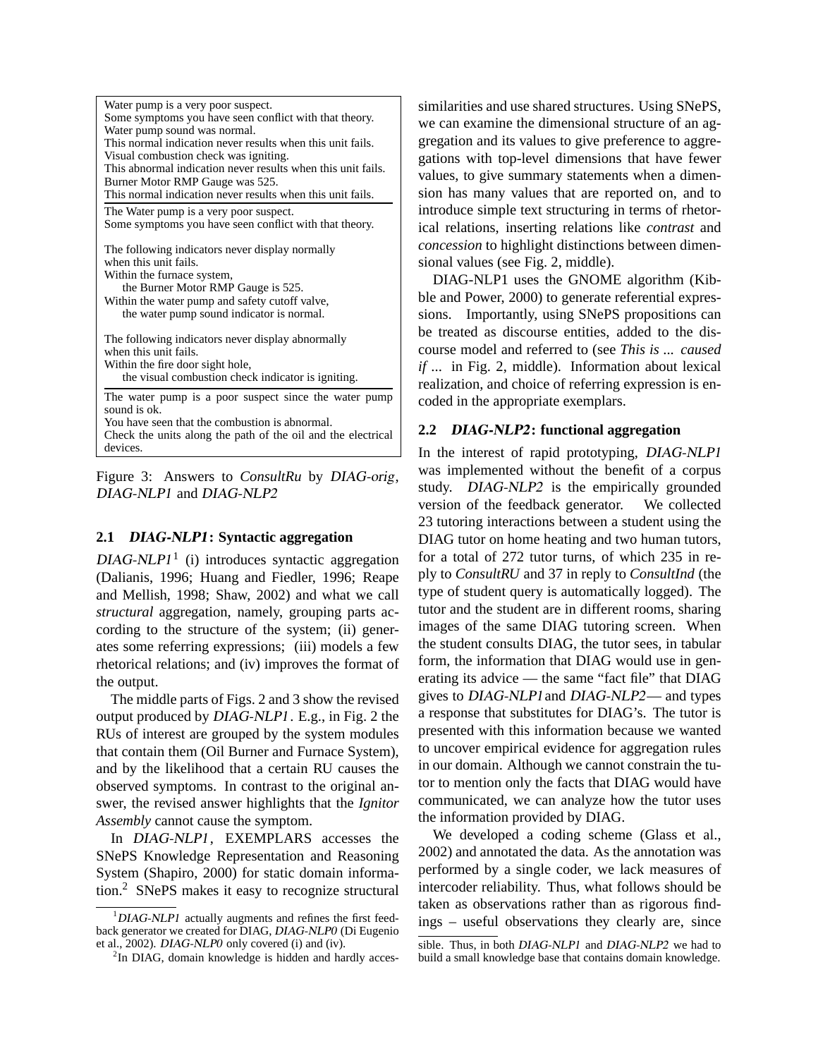Water pump is a very poor suspect.
Some symptoms you have seen conflict with that theory.
Water pump sound was normal.
This normal indication never results when this unit fails.
Visual combustion check was igniting.
This abnormal indication never results when this unit fails.
Burner Motor RMP Gauge was 525.
This normal indication never results when this unit fails.

---

The Water pump is a very poor suspect.
Some symptoms you have seen conflict with that theory.

The following indicators never display normally
when this unit fails.
Within the furnace system,
  the Burner Motor RMP Gauge is 525.
Within the water pump and safety cutoff valve,
  the water pump sound indicator is normal.

The following indicators never display abnormally
when this unit fails.
Within the fire door sight hole,
  the visual combustion check indicator is igniting.

---

The water pump is a poor suspect since the water pump sound is ok.
You have seen that the combustion is abnormal.
Check the units along the path of the oil and the electrical devices.

Figure 3: Answers to *ConsultRu* by *DIAG-orig*, *DIAG-NLP1* and *DIAG-NLP2*

### 2.1 *DIAG-NLP1*: Syntactic aggregation

*DIAG-NLP1*[1] (i) introduces syntactic aggregation (Dalianis, 1996; Huang and Fiedler, 1996; Reape and Mellish, 1998; Shaw, 2002) and what we call *structural* aggregation, namely, grouping parts according to the structure of the system; (ii) generates some referring expressions; (iii) models a few rhetorical relations; and (iv) improves the format of the output.

The middle parts of Figs. 2 and 3 show the revised output produced by *DIAG-NLP1*. E.g., in Fig. 2 the RUs of interest are grouped by the system modules that contain them (Oil Burner and Furnace System), and by the likelihood that a certain RU causes the observed symptoms. In contrast to the original answer, the revised answer highlights that the *Ignitor Assembly* cannot cause the symptom.

In *DIAG-NLP1*, EXEMPLARS accesses the SNePS Knowledge Representation and Reasoning System (Shapiro, 2000) for static domain information.[2] SNePS makes it easy to recognize structural similarities and use shared structures. Using SNePS, we can examine the dimensional structure of an aggregation and its values to give preference to aggregations with top-level dimensions that have fewer values, to give summary statements when a dimension has many values that are reported on, and to introduce simple text structuring in terms of rhetorical relations, inserting relations like *contrast* and *concession* to highlight distinctions between dimensional values (see Fig. 2, middle).

*DIAG-NLP1* uses the GNOME algorithm (Kibble and Power, 2000) to generate referential expressions. Importantly, using SNePS propositions can be treated as discourse entities, added to the discourse model and referred to (see *This is ... caused if ...* in Fig. 2, middle). Information about lexical realization, and choice of referring expression is encoded in the appropriate exemplars.

### 2.2 *DIAG-NLP2*: functional aggregation

In the interest of rapid prototyping, *DIAG-NLP1* was implemented without the benefit of a corpus study. *DIAG-NLP2* is the empirically grounded version of the feedback generator. We collected 23 tutoring interactions between a student using the DIAG tutor on home heating and two human tutors, for a total of 272 tutor turns, of which 235 in reply to *ConsultRU* and 37 in reply to *ConsultInd* (the type of student query is automatically logged). The tutor and the student are in different rooms, sharing images of the same DIAG tutoring screen. When the student consults DIAG, the tutor sees, in tabular form, the information that DIAG would use in generating its advice — the same "fact file" that DIAG gives to *DIAG-NLP1* and *DIAG-NLP2*— and types a response that substitutes for DIAG's. The tutor is presented with this information because we wanted to uncover empirical evidence for aggregation rules in our domain. Although we cannot constrain the tutor to mention only the facts that DIAG would have communicated, we can analyze how the tutor uses the information provided by DIAG.

We developed a coding scheme (Glass et al., 2002) and annotated the data. As the annotation was performed by a single coder, we lack measures of intercoder reliability. Thus, what follows should be taken as observations rather than as rigorous findings – useful observations they clearly are, since

[1] *DIAG-NLP1* actually augments and refines the first feedback generator we created for DIAG, *DIAG-NLP0* (Di Eugenio et al., 2002). *DIAG-NLP0* only covered (i) and (iv).

[2] In DIAG, domain knowledge is hidden and hardly accessible. Thus, in both *DIAG-NLP1* and *DIAG-NLP2* we had to build a small knowledge base that contains domain knowledge.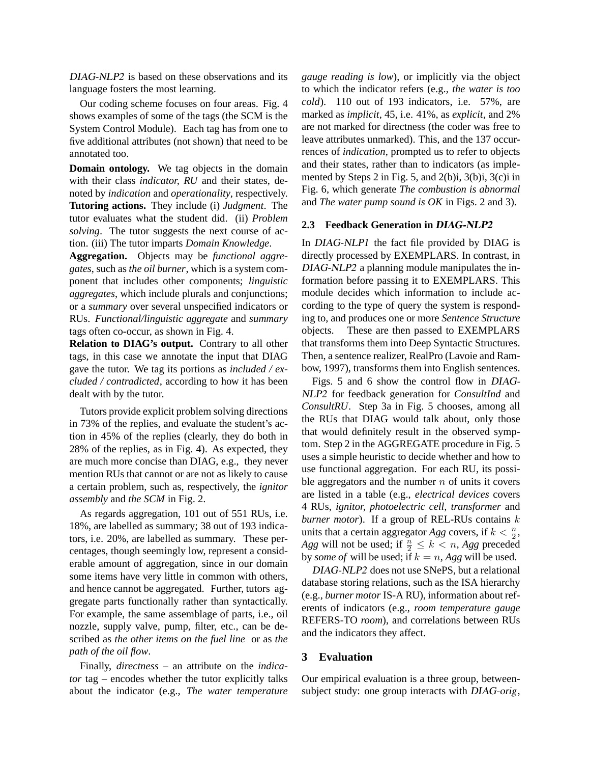*DIAG-NLP2* is based on these observations and its language fosters the most learning.

Our coding scheme focuses on four areas. Fig. 4 shows examples of some of the tags (the SCM is the System Control Module). Each tag has from one to five additional attributes (not shown) that need to be annotated too.

**Domain ontology.** We tag objects in the domain with their class *indicator, RU* and their states, denoted by *indication* and *operationality*, respectively.

**Tutoring actions.** They include (i) *Judgment*. The tutor evaluates what the student did. (ii) *Problem solving*. The tutor suggests the next course of action. (iii) The tutor imparts *Domain Knowledge*.

**Aggregation.** Objects may be *functional aggregates*, such as *the oil burner*, which is a system component that includes other components; *linguistic aggregates*, which include plurals and conjunctions; or a *summary* over several unspecified indicators or RUs. *Functional/linguistic aggregate* and *summary* tags often co-occur, as shown in Fig. 4.

**Relation to DIAG's output.** Contrary to all other tags, in this case we annotate the input that DIAG gave the tutor. We tag its portions as *included / excluded / contradicted*, according to how it has been dealt with by the tutor.

Tutors provide explicit problem solving directions in 73% of the replies, and evaluate the student's action in 45% of the replies (clearly, they do both in 28% of the replies, as in Fig. 4). As expected, they are much more concise than DIAG, e.g., they never mention RUs that cannot or are not as likely to cause a certain problem, such as, respectively, the *ignitor assembly* and *the SCM* in Fig. 2.

As regards aggregation, 101 out of 551 RUs, i.e. 18%, are labelled as summary; 38 out of 193 indicators, i.e. 20%, are labelled as summary. These percentages, though seemingly low, represent a considerable amount of aggregation, since in our domain some items have very little in common with others, and hence cannot be aggregated. Further, tutors aggregate parts functionally rather than syntactically. For example, the same assemblage of parts, i.e., oil nozzle, supply valve, pump, filter, etc., can be described as *the other items on the fuel line* or as *the path of the oil flow*.

Finally, *directness* – an attribute on the *indicator* tag – encodes whether the tutor explicitly talks about the indicator (e.g., *The water temperature gauge reading is low*), or implicitly via the object to which the indicator refers (e.g., *the water is too cold*). 110 out of 193 indicators, i.e. 57%, are marked as *implicit*, 45, i.e. 41%, as *explicit*, and 2% are not marked for directness (the coder was free to leave attributes unmarked). This, and the 137 occurrences of *indication*, prompted us to refer to objects and their states, rather than to indicators (as implemented by Steps 2 in Fig. 5, and 2(b)i, 3(b)i, 3(c)i in Fig. 6, which generate *The combustion is abnormal* and *The water pump sound is OK* in Figs. 2 and 3).

### 2.3 Feedback Generation in *DIAG-NLP2*

In *DIAG-NLP1* the fact file provided by DIAG is directly processed by EXEMPLARS. In contrast, in *DIAG-NLP2* a planning module manipulates the information before passing it to EXEMPLARS. This module decides which information to include according to the type of query the system is responding to, and produces one or more *Sentence Structure* objects. These are then passed to EXEMPLARS that transforms them into Deep Syntactic Structures. Then, a sentence realizer, RealPro (Lavoie and Rambow, 1997), transforms them into English sentences.

Figs. 5 and 6 show the control flow in *DIAG-NLP2* for feedback generation for *ConsultInd* and *ConsultRU*. Step 3a in Fig. 5 chooses, among all the RUs that DIAG would talk about, only those that would definitely result in the observed symptom. Step 2 in the AGGREGATE procedure in Fig. 5 uses a simple heuristic to decide whether and how to use functional aggregation. For each RU, its possible aggregators and the number $n$ of units it covers are listed in a table (e.g., *electrical devices* covers 4 RUs, *ignitor, photoelectric cell, transformer* and *burner motor*). If a group of REL-RUs contains $k$ units that a certain aggregator *Agg* covers, if $k < \frac{n}{2}$, *Agg* will not be used; if $\frac{n}{2} \leq k < n$, *Agg* preceded by *some of* will be used; if $k = n$, *Agg* will be used.

*DIAG-NLP2* does not use SNePS, but a relational database storing relations, such as the ISA hierarchy (e.g., *burner motor* IS-A RU), information about referents of indicators (e.g., *room temperature gauge* REFERS-TO *room*), and correlations between RUs and the indicators they affect.

## 3 Evaluation

Our empirical evaluation is a three group, between-subject study: one group interacts with *DIAG-orig*,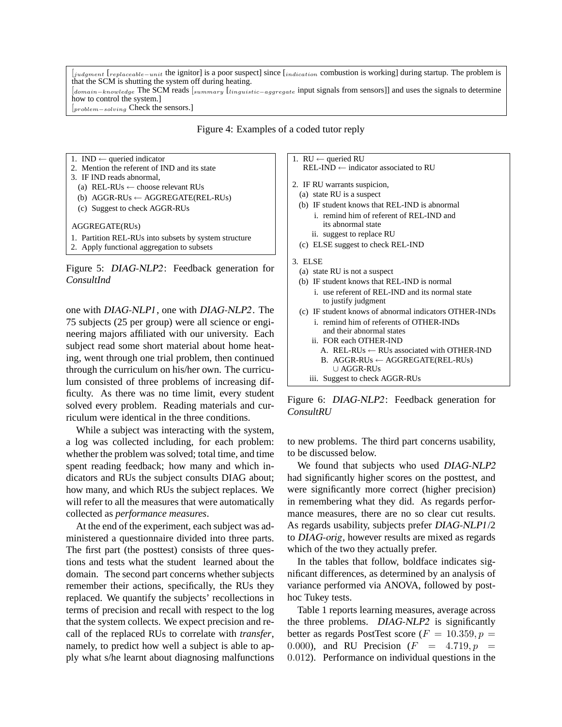[$_{judgment}$ [$_{replaceable-unit}$ the ignitor] is a poor suspect] since [$_{indication}$ combustion is working] during startup. The problem is that the SCM is shutting the system off during heating.
[$_{domain-knowledge}$ The SCM reads [$_{summary}$ [$_{linguistic-aggregate}$ input signals from sensors]] and uses the signals to determine how to control the system.]
[$_{problem-solving}$ Check the sensors.]

Figure 4: Examples of a coded tutor reply

```
1. IND ← queried indicator
2. Mention the referent of IND and its state
3. IF IND reads abnormal,
  (a) REL-RUs ← choose relevant RUs
  (b) AGGR-RUs ← AGGREGATE(REL-RUs)
  (c) Suggest to check AGGR-RUs

AGGREGATE(RUs)
1. Partition REL-RUs into subsets by system structure
2. Apply functional aggregation to subsets
```

Figure 5: *DIAG-NLP2*: Feedback generation for *ConsultInd*

```
1. RU ← queried RU
   REL-IND ← indicator associated to RU

2. IF RU warrants suspicion,
  (a) state RU is a suspect
  (b) IF student knows that REL-IND is abnormal
      i. remind him of referent of REL-IND and
         its abnormal state
      ii. suggest to replace RU
  (c) ELSE suggest to check REL-IND

3. ELSE
  (a) state RU is not a suspect
  (b) IF student knows that REL-IND is normal
      i. use referent of REL-IND and its normal state
         to justify judgment
  (c) IF student knows of abnormal indicators OTHER-INDs
      i. remind him of referents of OTHER-INDs
         and their abnormal states
      ii. FOR each OTHER-IND
         A. REL-RUs ← RUs associated with OTHER-IND
         B. AGGR-RUs ← AGGREGATE(REL-RUs)
            ∪ AGGR-RUs
      iii. Suggest to check AGGR-RUs
```

Figure 6: *DIAG-NLP2*: Feedback generation for *ConsultRU*

one with *DIAG-NLP1*, one with *DIAG-NLP2*. The 75 subjects (25 per group) were all science or engineering majors affiliated with our university. Each subject read some short material about home heating, went through one trial problem, then continued through the curriculum on his/her own. The curriculum consisted of three problems of increasing difficulty. As there was no time limit, every student solved every problem. Reading materials and curriculum were identical in the three conditions.

While a subject was interacting with the system, a log was collected including, for each problem: whether the problem was solved; total time, and time spent reading feedback; how many and which indicators and RUs the subject consults DIAG about; how many, and which RUs the subject replaces. We will refer to all the measures that were automatically collected as *performance measures*.

At the end of the experiment, each subject was administered a questionnaire divided into three parts. The first part (the posttest) consists of three questions and tests what the student learned about the domain. The second part concerns whether subjects remember their actions, specifically, the RUs they replaced. We quantify the subjects' recollections in terms of precision and recall with respect to the log that the system collects. We expect precision and recall of the replaced RUs to correlate with *transfer*, namely, to predict how well a subject is able to apply what s/he learnt about diagnosing malfunctions to new problems. The third part concerns usability, to be discussed below.

We found that subjects who used *DIAG-NLP2* had significantly higher scores on the posttest, and were significantly more correct (higher precision) in remembering what they did. As regards performance measures, there are no so clear cut results. As regards usability, subjects prefer *DIAG-NLP1*/2 to *DIAG-orig*, however results are mixed as regards which of the two they actually prefer.

In the tables that follow, boldface indicates significant differences, as determined by an analysis of variance performed via ANOVA, followed by post-hoc Tukey tests.

Table 1 reports learning measures, average across the three problems. *DIAG-NLP2* is significantly better as regards PostTest score ($F = 10.359, p = 0.000$), and RU Precision ($F = 4.719, p = 0.012$). Performance on individual questions in the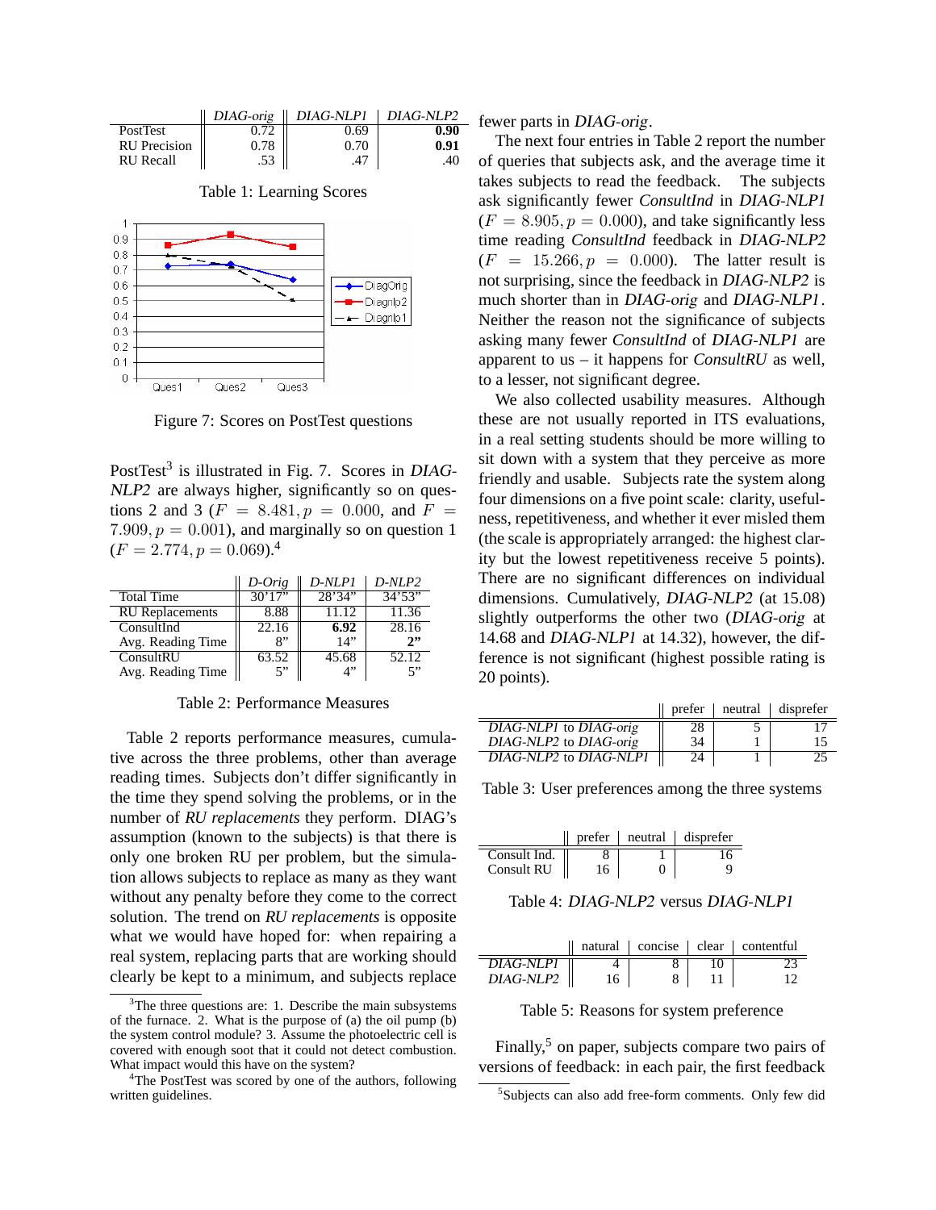| | *DIAG-orig* | *DIAG-NLP1* | *DIAG-NLP2* |
|---|---|---|---|
| PostTest | 0.72 | 0.69 | **0.90** |
| RU Precision | 0.78 | 0.70 | **0.91** |
| RU Recall | .53 | .47 | .40 |

Table 1: Learning Scores

Figure 7: Scores on PostTest questions

PostTest[3] is illustrated in Fig. 7. Scores in *DIAG-NLP2* are always higher, significantly so on questions 2 and 3 ($F = 8.481, p = 0.000$, and $F = 7.909, p = 0.001$), and marginally so on question 1 ($F = 2.774, p = 0.069$).[4]

| | *D-Orig* | *D-NLP1* | *D-NLP2* |
|---|---|---|---|
| Total Time | 30'17" | 28'34" | 34'53" |
| RU Replacements | 8.88 | 11.12 | 11.36 |
| ConsultInd | 22.16 | **6.92** | 28.16 |
| Avg. Reading Time | 8" | 14" | **2"** |
| ConsultRU | 63.52 | 45.68 | 52.12 |
| Avg. Reading Time | 5" | 4" | 5" |

Table 2: Performance Measures

Table 2 reports performance measures, cumulative across the three problems, other than average reading times. Subjects don't differ significantly in the time they spend solving the problems, or in the number of *RU replacements* they perform. DIAG's assumption (known to the subjects) is that there is only one broken RU per problem, but the simulation allows subjects to replace as many as they want without any penalty before they come to the correct solution. The trend on *RU replacements* is opposite what we would have hoped for: when repairing a real system, replacing parts that are working should clearly be kept to a minimum, and subjects replace fewer parts in *DIAG-orig*.

The next four entries in Table 2 report the number of queries that subjects ask, and the average time it takes subjects to read the feedback. The subjects ask significantly fewer *ConsultInd* in *DIAG-NLP1* ($F = 8.905, p = 0.000$), and take significantly less time reading *ConsultInd* feedback in *DIAG-NLP2* ($F = 15.266, p = 0.000$). The latter result is not surprising, since the feedback in *DIAG-NLP2* is much shorter than in *DIAG-orig* and *DIAG-NLP1*. Neither the reason not the significance of subjects asking many fewer *ConsultInd* of *DIAG-NLP1* are apparent to us – it happens for *ConsultRU* as well, to a lesser, not significant degree.

We also collected usability measures. Although these are not usually reported in ITS evaluations, in a real setting students should be more willing to sit down with a system that they perceive as more friendly and usable. Subjects rate the system along four dimensions on a five point scale: clarity, usefulness, repetitiveness, and whether it ever misled them (the scale is appropriately arranged: the highest clarity but the lowest repetitiveness receive 5 points). There are no significant differences on individual dimensions. Cumulatively, *DIAG-NLP2* (at 15.08) slightly outperforms the other two (*DIAG-orig* at 14.68 and *DIAG-NLP1* at 14.32), however, the difference is not significant (highest possible rating is 20 points).

| | prefer | neutral | disprefer |
|---|---|---|---|
| *DIAG-NLP1* to *DIAG-orig* | 28 | 5 | 17 |
| *DIAG-NLP2* to *DIAG-orig* | 34 | 1 | 15 |
| *DIAG-NLP2* to *DIAG-NLP1* | 24 | 1 | 25 |

Table 3: User preferences among the three systems

| | prefer | neutral | disprefer |
|---|---|---|---|
| Consult Ind. | 8 | 1 | 16 |
| Consult RU | 16 | 0 | 9 |

Table 4: *DIAG-NLP2* versus *DIAG-NLP1*

| | natural | concise | clear | contentful |
|---|---|---|---|---|
| *DIAG-NLP1* | 4 | 8 | 10 | 23 |
| *DIAG-NLP2* | 16 | 8 | 11 | 12 |

Table 5: Reasons for system preference

Finally,[5] on paper, subjects compare two pairs of versions of feedback: in each pair, the first feedback

[3] The three questions are: 1. Describe the main subsystems of the furnace. 2. What is the purpose of (a) the oil pump (b) the system control module? 3. Assume the photoelectric cell is covered with enough soot that it could not detect combustion. What impact would this have on the system?

[4] The PostTest was scored by one of the authors, following written guidelines.

[5] Subjects can also add free-form comments. Only few did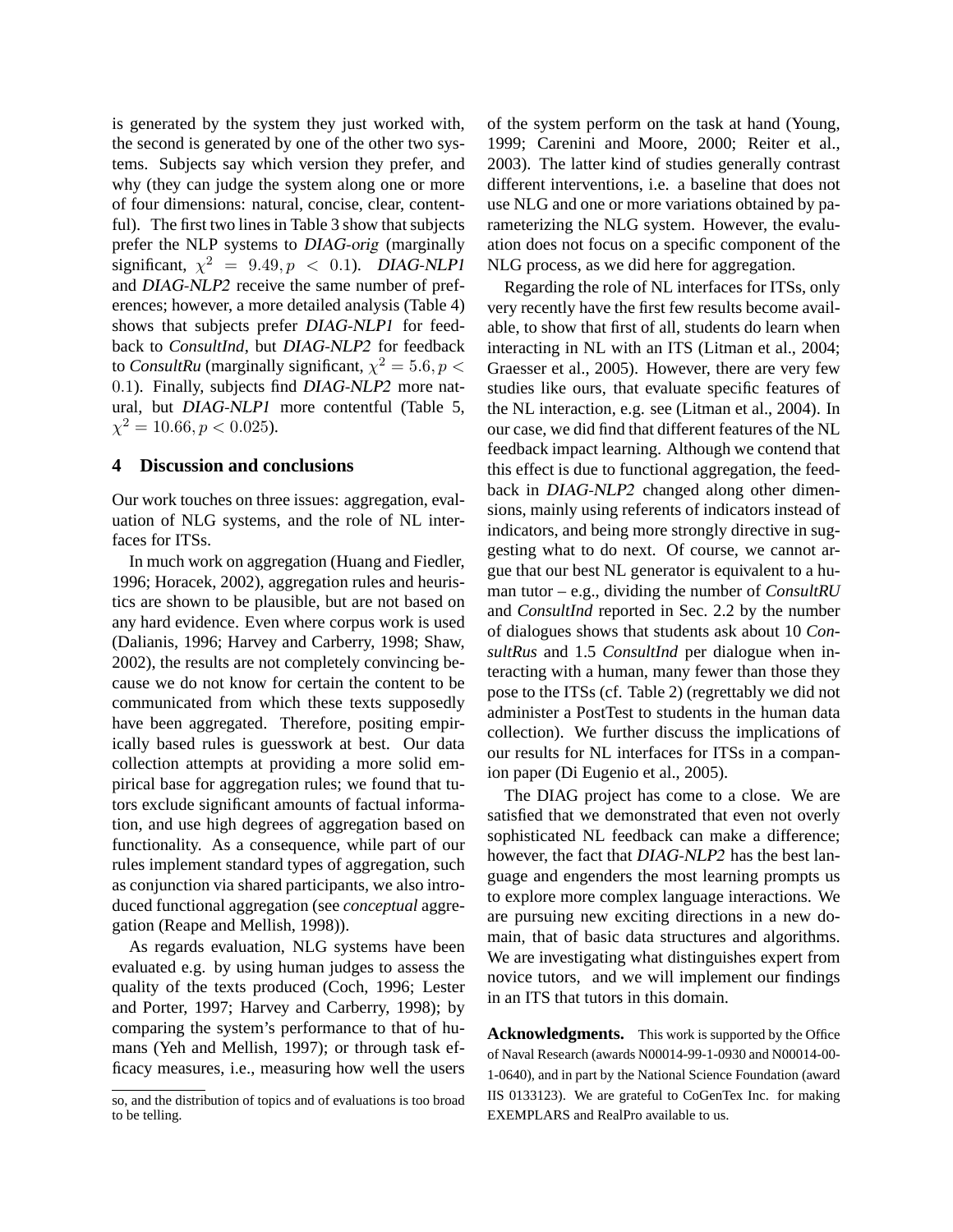is generated by the system they just worked with, the second is generated by one of the other two systems. Subjects say which version they prefer, and why (they can judge the system along one or more of four dimensions: natural, concise, clear, contentful). The first two lines in Table 3 show that subjects prefer the NLP systems to *DIAG-orig* (marginally significant, $\chi^2 = 9.49, p < 0.1$). *DIAG-NLP1* and *DIAG-NLP2* receive the same number of preferences; however, a more detailed analysis (Table 4) shows that subjects prefer *DIAG-NLP1* for feedback to *ConsultInd*, but *DIAG-NLP2* for feedback to *ConsultRu* (marginally significant, $\chi^2 = 5.6, p < 0.1$). Finally, subjects find *DIAG-NLP2* more natural, but *DIAG-NLP1* more contentful (Table 5, $\chi^2 = 10.66, p < 0.025$).

## 4 Discussion and conclusions

Our work touches on three issues: aggregation, evaluation of NLG systems, and the role of NL interfaces for ITSs.

In much work on aggregation (Huang and Fiedler, 1996; Horacek, 2002), aggregation rules and heuristics are shown to be plausible, but are not based on any hard evidence. Even where corpus work is used (Dalianis, 1996; Harvey and Carberry, 1998; Shaw, 2002), the results are not completely convincing because we do not know for certain the content to be communicated from which these texts supposedly have been aggregated. Therefore, positing empirically based rules is guesswork at best. Our data collection attempts at providing a more solid empirical base for aggregation rules; we found that tutors exclude significant amounts of factual information, and use high degrees of aggregation based on functionality. As a consequence, while part of our rules implement standard types of aggregation, such as conjunction via shared participants, we also introduced functional aggregation (see *conceptual* aggregation (Reape and Mellish, 1998)).

As regards evaluation, NLG systems have been evaluated e.g. by using human judges to assess the quality of the texts produced (Coch, 1996; Lester and Porter, 1997; Harvey and Carberry, 1998); by comparing the system's performance to that of humans (Yeh and Mellish, 1997); or through task efficacy measures, i.e., measuring how well the users of the system perform on the task at hand (Young, 1999; Carenini and Moore, 2000; Reiter et al., 2003). The latter kind of studies generally contrast different interventions, i.e. a baseline that does not use NLG and one or more variations obtained by parameterizing the NLG system. However, the evaluation does not focus on a specific component of the NLG process, as we did here for aggregation.

Regarding the role of NL interfaces for ITSs, only very recently have the first few results become available, to show that first of all, students do learn when interacting in NL with an ITS (Litman et al., 2004; Graesser et al., 2005). However, there are very few studies like ours, that evaluate specific features of the NL interaction, e.g. see (Litman et al., 2004). In our case, we did find that different features of the NL feedback impact learning. Although we contend that this effect is due to functional aggregation, the feedback in *DIAG-NLP2* changed along other dimensions, mainly using referents of indicators instead of indicators, and being more strongly directive in suggesting what to do next. Of course, we cannot argue that our best NL generator is equivalent to a human tutor – e.g., dividing the number of *ConsultRU* and *ConsultInd* reported in Sec. 2.2 by the number of dialogues shows that students ask about 10 *ConsultRus* and 1.5 *ConsultInd* per dialogue when interacting with a human, many fewer than those they pose to the ITSs (cf. Table 2) (regrettably we did not administer a PostTest to students in the human data collection). We further discuss the implications of our results for NL interfaces for ITSs in a companion paper (Di Eugenio et al., 2005).

The DIAG project has come to a close. We are satisfied that we demonstrated that even not overly sophisticated NL feedback can make a difference; however, the fact that *DIAG-NLP2* has the best language and engenders the most learning prompts us to explore more complex language interactions. We are pursuing new exciting directions in a new domain, that of basic data structures and algorithms. We are investigating what distinguishes expert from novice tutors, and we will implement our findings in an ITS that tutors in this domain.

**Acknowledgments.** This work is supported by the Office of Naval Research (awards N00014-99-1-0930 and N00014-00-1-0640), and in part by the National Science Foundation (award IIS 0133123). We are grateful to CoGenTex Inc. for making EXEMPLARS and RealPro available to us.

so, and the distribution of topics and of evaluations is too broad to be telling.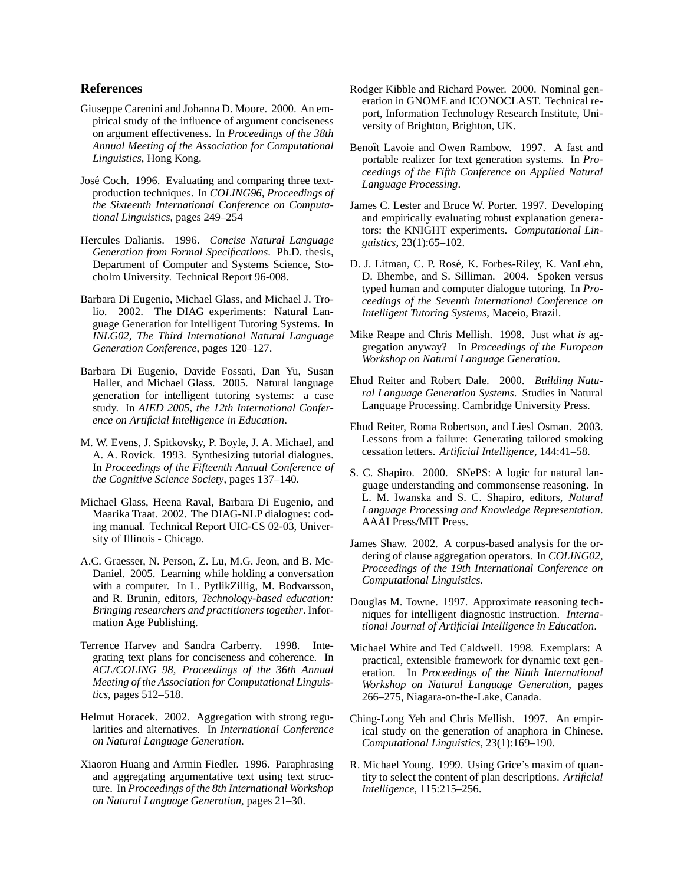## References

Giuseppe Carenini and Johanna D. Moore. 2000. An empirical study of the influence of argument conciseness on argument effectiveness. In *Proceedings of the 38th Annual Meeting of the Association for Computational Linguistics*, Hong Kong.

José Coch. 1996. Evaluating and comparing three text-production techniques. In *COLING96, Proceedings of the Sixteenth International Conference on Computational Linguistics*, pages 249–254

Hercules Dalianis. 1996. *Concise Natural Language Generation from Formal Specifications*. Ph.D. thesis, Department of Computer and Systems Science, Stocholm University. Technical Report 96-008.

Barbara Di Eugenio, Michael Glass, and Michael J. Trolio. 2002. The DIAG experiments: Natural Language Generation for Intelligent Tutoring Systems. In *INLG02, The Third International Natural Language Generation Conference*, pages 120–127.

Barbara Di Eugenio, Davide Fossati, Dan Yu, Susan Haller, and Michael Glass. 2005. Natural language generation for intelligent tutoring systems: a case study. In *AIED 2005, the 12th International Conference on Artificial Intelligence in Education*.

M. W. Evens, J. Spitkovsky, P. Boyle, J. A. Michael, and A. A. Rovick. 1993. Synthesizing tutorial dialogues. In *Proceedings of the Fifteenth Annual Conference of the Cognitive Science Society*, pages 137–140.

Michael Glass, Heena Raval, Barbara Di Eugenio, and Maarika Traat. 2002. The DIAG-NLP dialogues: coding manual. Technical Report UIC-CS 02-03, University of Illinois - Chicago.

A.C. Graesser, N. Person, Z. Lu, M.G. Jeon, and B. McDaniel. 2005. Learning while holding a conversation with a computer. In L. PytlikZillig, M. Bodvarsson, and R. Brunin, editors, *Technology-based education: Bringing researchers and practitioners together*. Information Age Publishing.

Terrence Harvey and Sandra Carberry. 1998. Integrating text plans for conciseness and coherence. In *ACL/COLING 98, Proceedings of the 36th Annual Meeting of the Association for Computational Linguistics*, pages 512–518.

Helmut Horacek. 2002. Aggregation with strong regularities and alternatives. In *International Conference on Natural Language Generation*.

Xiaoron Huang and Armin Fiedler. 1996. Paraphrasing and aggregating argumentative text using text structure. In *Proceedings of the 8th International Workshop on Natural Language Generation*, pages 21–30.

Rodger Kibble and Richard Power. 2000. Nominal generation in GNOME and ICONOCLAST. Technical report, Information Technology Research Institute, University of Brighton, Brighton, UK.

Benoît Lavoie and Owen Rambow. 1997. A fast and portable realizer for text generation systems. In *Proceedings of the Fifth Conference on Applied Natural Language Processing*.

James C. Lester and Bruce W. Porter. 1997. Developing and empirically evaluating robust explanation generators: the KNIGHT experiments. *Computational Linguistics*, 23(1):65–102.

D. J. Litman, C. P. Rosé, K. Forbes-Riley, K. VanLehn, D. Bhembe, and S. Silliman. 2004. Spoken versus typed human and computer dialogue tutoring. In *Proceedings of the Seventh International Conference on Intelligent Tutoring Systems*, Maceio, Brazil.

Mike Reape and Chris Mellish. 1998. Just what *is* aggregation anyway? In *Proceedings of the European Workshop on Natural Language Generation*.

Ehud Reiter and Robert Dale. 2000. *Building Natural Language Generation Systems*. Studies in Natural Language Processing. Cambridge University Press.

Ehud Reiter, Roma Robertson, and Liesl Osman. 2003. Lessons from a failure: Generating tailored smoking cessation letters. *Artificial Intelligence*, 144:41–58.

S. C. Shapiro. 2000. SNePS: A logic for natural language understanding and commonsense reasoning. In L. M. Iwanska and S. C. Shapiro, editors, *Natural Language Processing and Knowledge Representation*. AAAI Press/MIT Press.

James Shaw. 2002. A corpus-based analysis for the ordering of clause aggregation operators. In *COLING02, Proceedings of the 19th International Conference on Computational Linguistics*.

Douglas M. Towne. 1997. Approximate reasoning techniques for intelligent diagnostic instruction. *International Journal of Artificial Intelligence in Education*.

Michael White and Ted Caldwell. 1998. Exemplars: A practical, extensible framework for dynamic text generation. In *Proceedings of the Ninth International Workshop on Natural Language Generation*, pages 266–275, Niagara-on-the-Lake, Canada.

Ching-Long Yeh and Chris Mellish. 1997. An empirical study on the generation of anaphora in Chinese. *Computational Linguistics*, 23(1):169–190.

R. Michael Young. 1999. Using Grice's maxim of quantity to select the content of plan descriptions. *Artificial Intelligence*, 115:215–256.